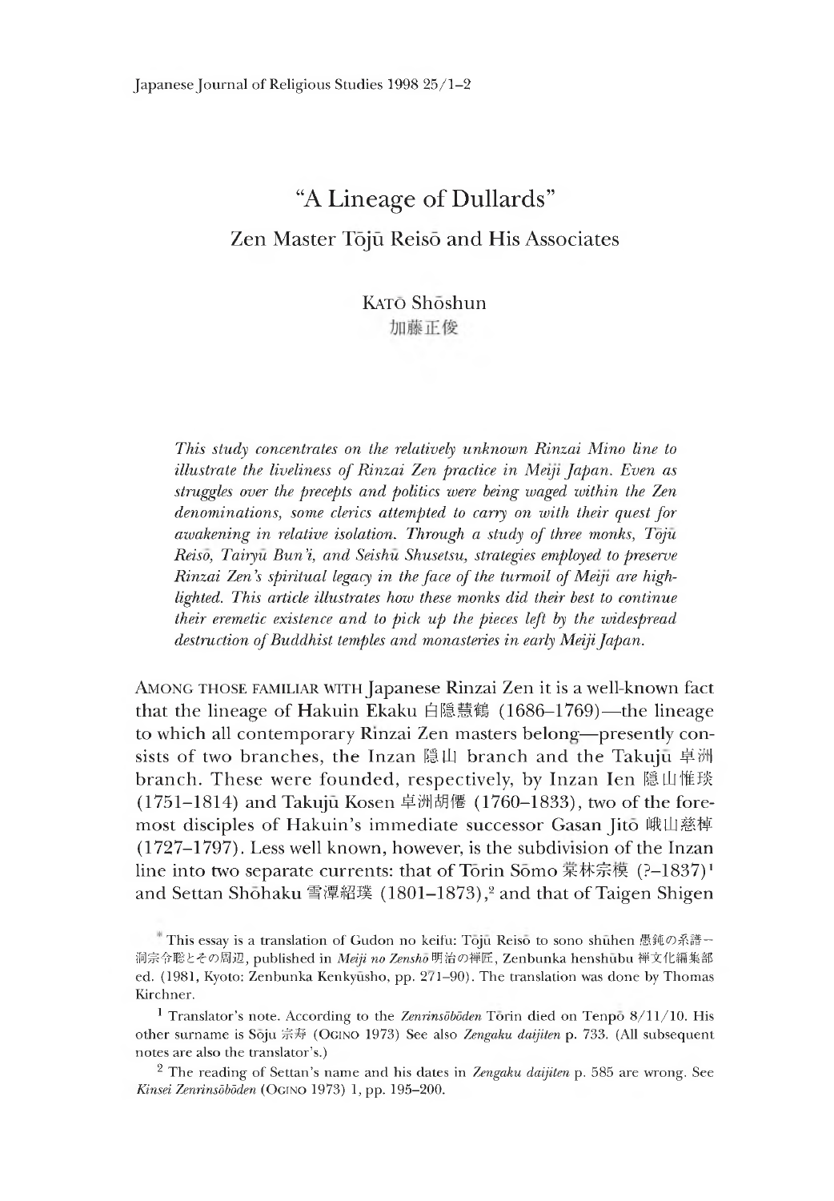# "A Lineage of Dullards"

## Zen Master Tōjū Reisō and His Associates

KATŌ Shōshun
加藤正俊

*This study concentrates on the relatively unknown Rinzai Mino line to illustrate the liveliness of Rinzai Zen practice in Meiji Japan. Even as struggles over the precepts and politics were being waged within the Zen denominations, some clerics attempted to carry on with their quest for awakening in relative isolation. Through a study of three monks, Tōjū Reisō, Tairyū Bun'i, and Seishū Shusetsu, strategies employed to preserve Rinzai Zen's spiritual legacy in the face of the turmoil of Meiji are highlighted. This article illustrates how these monks did their best to continue their eremetic existence and to pick up the pieces left by the widespread destruction of Buddhist temples and monasteries in early Meiji Japan.*

AMONG THOSE FAMILIAR WITH Japanese Rinzai Zen it is a well-known fact that the lineage of Hakuin Ekaku 白隠慧鶴 (1686–1769)—the lineage to which all contemporary Rinzai Zen masters belong—presently consists of two branches, the Inzan 隠山 branch and the Takujū 卓洲 branch. These were founded, respectively, by Inzan Ien 隠山惟琰 (1751–1814) and Takujū Kosen 卓洲胡僊 (1760–1833), two of the foremost disciples of Hakuin's immediate successor Gasan Jitō 峨山慈棹 (1727–1797). Less well known, however, is the subdivision of the Inzan line into two separate currents: that of Tōrin Sōmo 棠林宗模 (?–1837)[1] and Settan Shōhaku 雪潭紹璞 (1801–1873),[2] and that of Taigen Shigen

* This essay is a translation of Gudon no keifu: Tōjū Reisō to sono shūhen 愚鈍の系譜—洞宗令聡とその周辺, published in *Meiji no Zenshō* 明治の禅匠, Zenbunka henshūbu 禅文化編集部 ed. (1981, Kyoto: Zenbunka Kenkyūsho, pp. 271–90). The translation was done by Thomas Kirchner.

[1] Translator's note. According to the *Zenrinsōbōden* Tōrin died on Tenpō 8/11/10. His other surname is Sōju 宗寿 (OGINO 1973) See also *Zengaku daijiten* p. 733. (All subsequent notes are also the translator's.)

[2] The reading of Settan's name and his dates in *Zengaku daijiten* p. 585 are wrong. See *Kinsei Zenrinsōbōden* (OGINO 1973) 1, pp. 195–200.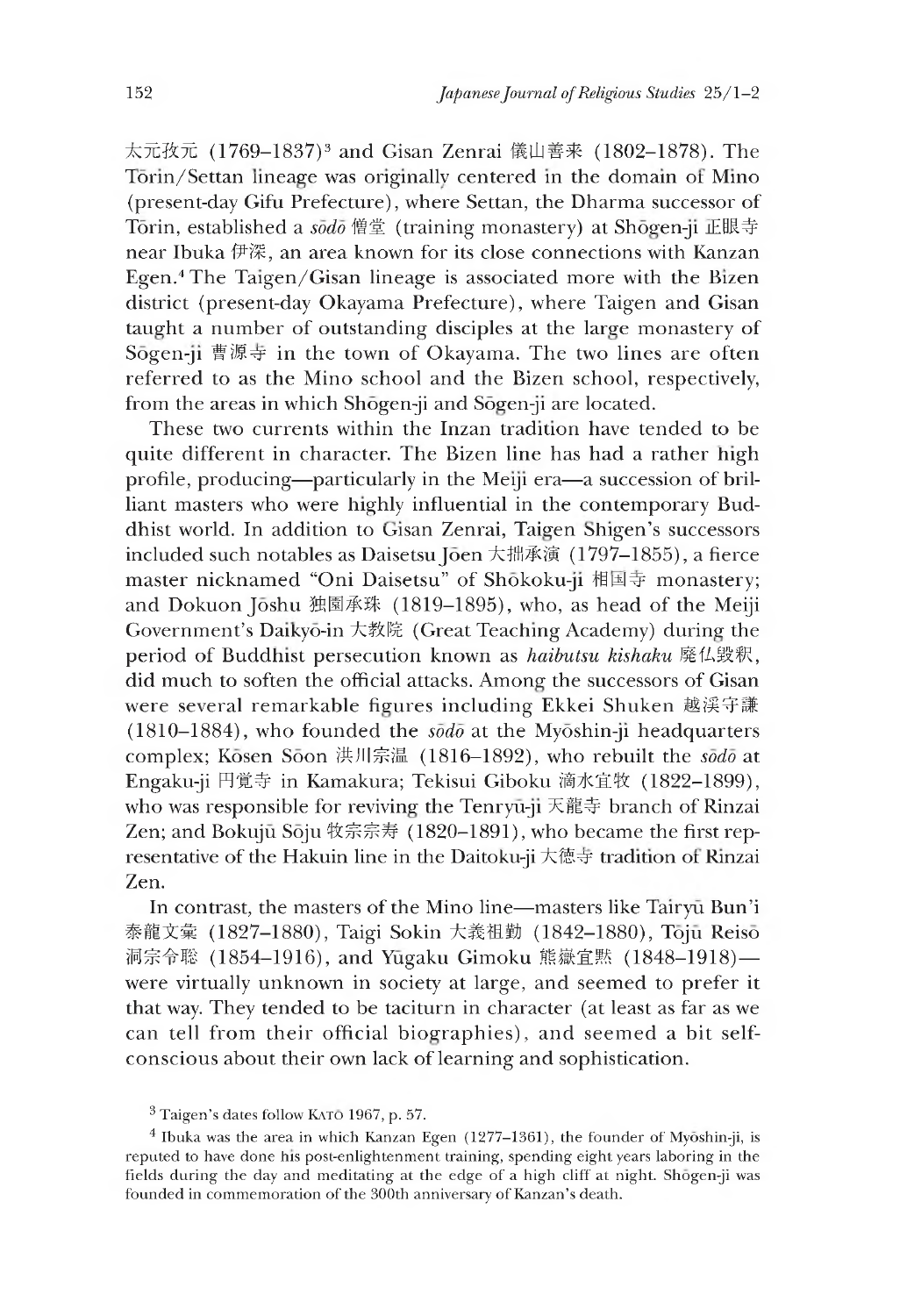太元孜元 (1769–1837)[3] and Gisan Zenrai 儀山善来 (1802–1878). The Tōrin/Settan lineage was originally centered in the domain of Mino (present-day Gifu Prefecture), where Settan, the Dharma successor of Tōrin, established a *sōdō* 僧堂 (training monastery) at Shōgen-ji 正眼寺 near Ibuka 伊深, an area known for its close connections with Kanzan Egen.[4] The Taigen/Gisan lineage is associated more with the Bizen district (present-day Okayama Prefecture), where Taigen and Gisan taught a number of outstanding disciples at the large monastery of Sōgen-ji 曹源寺 in the town of Okayama. The two lines are often referred to as the Mino school and the Bizen school, respectively, from the areas in which Shōgen-ji and Sōgen-ji are located.

These two currents within the Inzan tradition have tended to be quite different in character. The Bizen line has had a rather high profile, producing—particularly in the Meiji era—a succession of brilliant masters who were highly influential in the contemporary Buddhist world. In addition to Gisan Zenrai, Taigen Shigen's successors included such notables as Daisetsu Jōen 大拙承演 (1797–1855), a fierce master nicknamed "Oni Daisetsu" of Shōkoku-ji 相国寺 monastery; and Dokuon Jōshu 独園承珠 (1819–1895), who, as head of the Meiji Government's Daikyō-in 大教院 (Great Teaching Academy) during the period of Buddhist persecution known as *haibutsu kishaku* 廃仏毀釈, did much to soften the official attacks. Among the successors of Gisan were several remarkable figures including Ekkei Shuken 越渓守謙 (1810–1884), who founded the *sōdō* at the Myōshin-ji headquarters complex; Kōsen Sōon 洪川宗温 (1816–1892), who rebuilt the *sōdō* at Engaku-ji 円覚寺 in Kamakura; Tekisui Giboku 滴水宜牧 (1822–1899), who was responsible for reviving the Tenryū-ji 天龍寺 branch of Rinzai Zen; and Bokujū Sōju 牧宗宗寿 (1820–1891), who became the first representative of the Hakuin line in the Daitoku-ji 大徳寺 tradition of Rinzai Zen.

In contrast, the masters of the Mino line—masters like Tairyū Bun'i 泰龍文彙 (1827–1880), Taigi Sokin 大義祖勤 (1842–1880), Tōjū Reisō 洞宗令聡 (1854–1916), and Yūgaku Gimoku 熊嶽宜黙 (1848–1918)—were virtually unknown in society at large, and seemed to prefer it that way. They tended to be taciturn in character (at least as far as we can tell from their official biographies), and seemed a bit self-conscious about their own lack of learning and sophistication.

[3] Taigen's dates follow KATŌ 1967, p. 57.

[4] Ibuka was the area in which Kanzan Egen (1277–1361), the founder of Myōshin-ji, is reputed to have done his post-enlightenment training, spending eight years laboring in the fields during the day and meditating at the edge of a high cliff at night. Shōgen-ji was founded in commemoration of the 300th anniversary of Kanzan's death.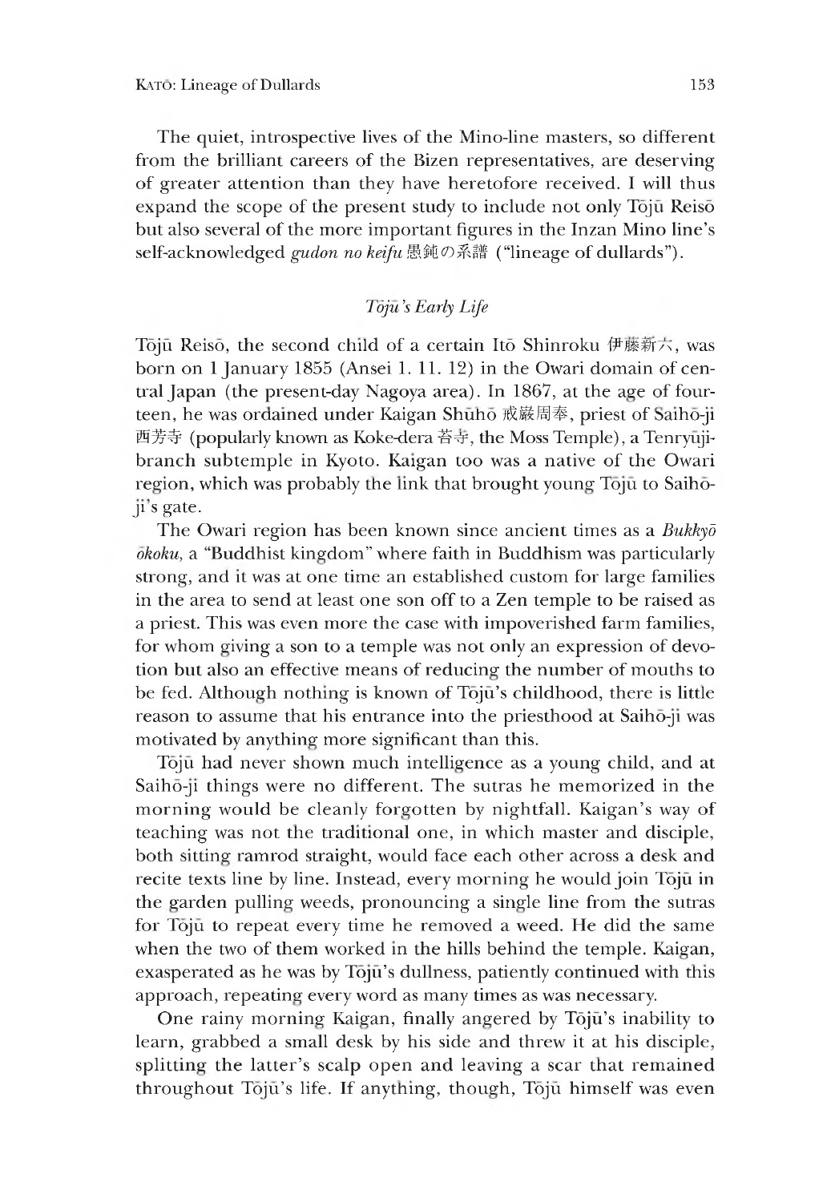The quiet, introspective lives of the Mino-line masters, so different from the brilliant careers of the Bizen representatives, are deserving of greater attention than they have heretofore received. I will thus expand the scope of the present study to include not only Tōjū Reisō but also several of the more important figures in the Inzan Mino line's self-acknowledged *gudon no keifu* 愚鈍の系譜 ("lineage of dullards").

### *Tōjū's Early Life*

Tōjū Reisō, the second child of a certain Itō Shinroku 伊藤新六, was born on 1 January 1855 (Ansei 1. 11. 12) in the Owari domain of central Japan (the present-day Nagoya area). In 1867, at the age of fourteen, he was ordained under Kaigan Shūhō 戒巌周奉, priest of Saihō-ji 西芳寺 (popularly known as Koke-dera 苔寺, the Moss Temple), a Tenryūji-branch subtemple in Kyoto. Kaigan too was a native of the Owari region, which was probably the link that brought young Tōjū to Saihō-ji's gate.

The Owari region has been known since ancient times as a *Bukkyō ōkoku*, a "Buddhist kingdom" where faith in Buddhism was particularly strong, and it was at one time an established custom for large families in the area to send at least one son off to a Zen temple to be raised as a priest. This was even more the case with impoverished farm families, for whom giving a son to a temple was not only an expression of devotion but also an effective means of reducing the number of mouths to be fed. Although nothing is known of Tōjū's childhood, there is little reason to assume that his entrance into the priesthood at Saihō-ji was motivated by anything more significant than this.

Tōjū had never shown much intelligence as a young child, and at Saihō-ji things were no different. The sutras he memorized in the morning would be cleanly forgotten by nightfall. Kaigan's way of teaching was not the traditional one, in which master and disciple, both sitting ramrod straight, would face each other across a desk and recite texts line by line. Instead, every morning he would join Tōjū in the garden pulling weeds, pronouncing a single line from the sutras for Tōjū to repeat every time he removed a weed. He did the same when the two of them worked in the hills behind the temple. Kaigan, exasperated as he was by Tōjū's dullness, patiently continued with this approach, repeating every word as many times as was necessary.

One rainy morning Kaigan, finally angered by Tōjū's inability to learn, grabbed a small desk by his side and threw it at his disciple, splitting the latter's scalp open and leaving a scar that remained throughout Tōjū's life. If anything, though, Tōjū himself was even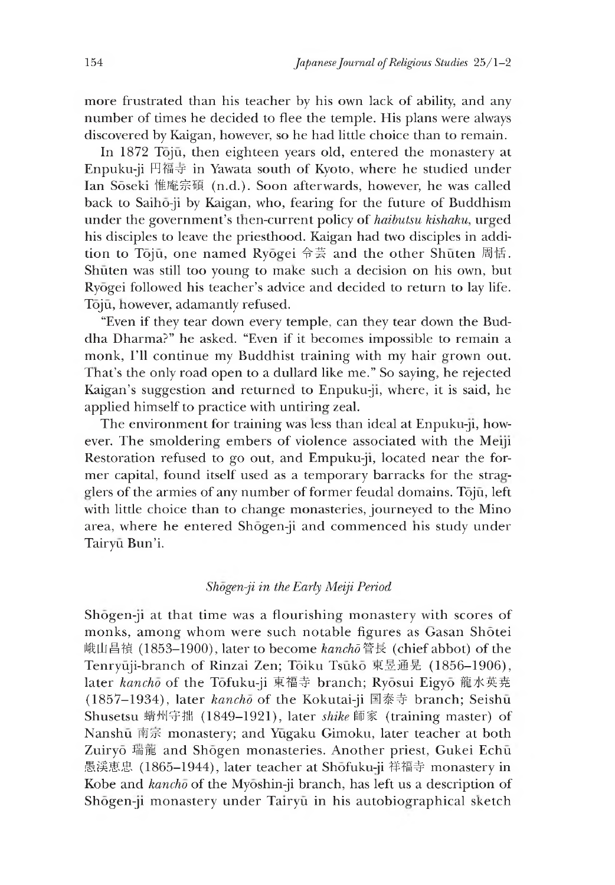more frustrated than his teacher by his own lack of ability, and any number of times he decided to flee the temple. His plans were always discovered by Kaigan, however, so he had little choice than to remain.

In 1872 Tōjū, then eighteen years old, entered the monastery at Enpuku-ji 円福寺 in Yawata south of Kyoto, where he studied under Ian Sōseki 惟庵宗碩 (n.d.). Soon afterwards, however, he was called back to Saihō-ji by Kaigan, who, fearing for the future of Buddhism under the government's then-current policy of *haibutsu kishaku*, urged his disciples to leave the priesthood. Kaigan had two disciples in addition to Tōjū, one named Ryōgei 令芸 and the other Shūten 周恬. Shūten was still too young to make such a decision on his own, but Ryōgei followed his teacher's advice and decided to return to lay life. Tōjū, however, adamantly refused.

"Even if they tear down every temple, can they tear down the Buddha Dharma?" he asked. "Even if it becomes impossible to remain a monk, I'll continue my Buddhist training with my hair grown out. That's the only road open to a dullard like me." So saying, he rejected Kaigan's suggestion and returned to Enpuku-ji, where, it is said, he applied himself to practice with untiring zeal.

The environment for training was less than ideal at Enpuku-ji, however. The smoldering embers of violence associated with the Meiji Restoration refused to go out, and Empuku-ji, located near the former capital, found itself used as a temporary barracks for the stragglers of the armies of any number of former feudal domains. Tōjū, left with little choice than to change monasteries, journeyed to the Mino area, where he entered Shōgen-ji and commenced his study under Tairyū Bun'i.

### *Shōgen-ji in the Early Meiji Period*

Shōgen-ji at that time was a flourishing monastery with scores of monks, among whom were such notable figures as Gasan Shōtei 峨山昌禎 (1853–1900), later to become *kanchō* 管長 (chief abbot) of the Tenryūji-branch of Rinzai Zen; Tōiku Tsūkō 東昱通晃 (1856–1906), later *kanchō* of the Tōfuku-ji 東福寺 branch; Ryōsui Eigyō 龍水英尭 (1857–1934), later *kanchō* of the Kokutai-ji 国泰寺 branch; Seishū Shusetsu 蜻州守拙 (1849–1921), later *shike* 師家 (training master) of Nanshū 南宗 monastery; and Yūgaku Gimoku, later teacher at both Zuiryō 瑞龍 and Shōgen monasteries. Another priest, Gukei Echū 愚渓恵忠 (1865–1944), later teacher at Shōfuku-ji 祥福寺 monastery in Kobe and *kanchō* of the Myōshin-ji branch, has left us a description of Shōgen-ji monastery under Tairyū in his autobiographical sketch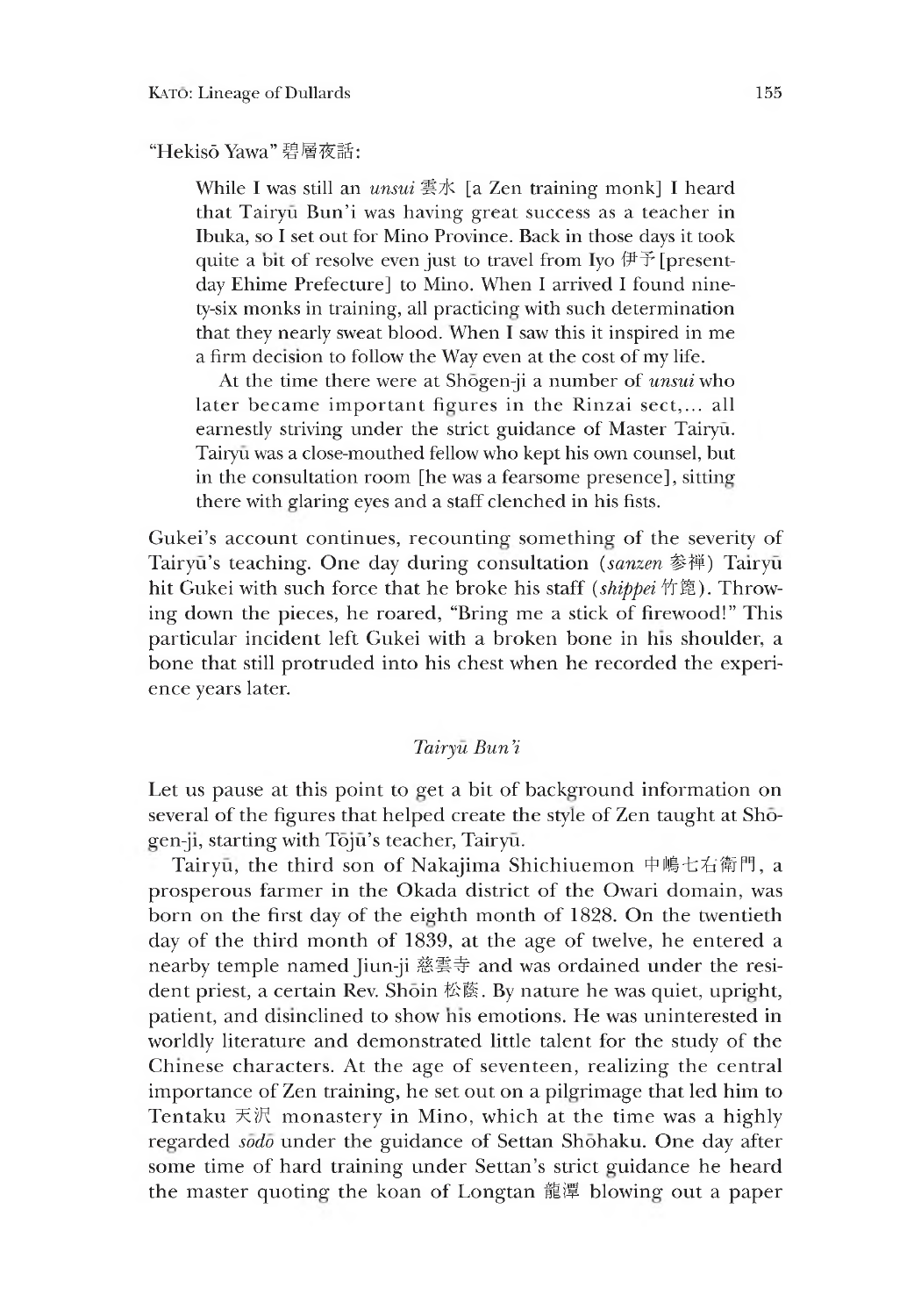"Hekisō Yawa" 碧層夜話:

> While I was still an *unsui* 雲水 [a Zen training monk] I heard that Tairyū Bun'i was having great success as a teacher in Ibuka, so I set out for Mino Province. Back in those days it took quite a bit of resolve even just to travel from Iyo 伊予 [present-day Ehime Prefecture] to Mino. When I arrived I found ninety-six monks in training, all practicing with such determination that they nearly sweat blood. When I saw this it inspired in me a firm decision to follow the Way even at the cost of my life.
>
> At the time there were at Shōgen-ji a number of *unsui* who later became important figures in the Rinzai sect,... all earnestly striving under the strict guidance of Master Tairyū. Tairyū was a close-mouthed fellow who kept his own counsel, but in the consultation room [he was a fearsome presence], sitting there with glaring eyes and a staff clenched in his fists.

Gukei's account continues, recounting something of the severity of Tairyū's teaching. One day during consultation (*sanzen* 参禅) Tairyū hit Gukei with such force that he broke his staff (*shippei* 竹箆). Throwing down the pieces, he roared, "Bring me a stick of firewood!" This particular incident left Gukei with a broken bone in his shoulder, a bone that still protruded into his chest when he recorded the experience years later.

### *Tairyū Bun'i*

Let us pause at this point to get a bit of background information on several of the figures that helped create the style of Zen taught at Shōgen-ji, starting with Tōjū's teacher, Tairyū.

Tairyū, the third son of Nakajima Shichiuemon 中嶋七右衛門, a prosperous farmer in the Okada district of the Owari domain, was born on the first day of the eighth month of 1828. On the twentieth day of the third month of 1839, at the age of twelve, he entered a nearby temple named Jiun-ji 慈雲寺 and was ordained under the resident priest, a certain Rev. Shōin 松蔭. By nature he was quiet, upright, patient, and disinclined to show his emotions. He was uninterested in worldly literature and demonstrated little talent for the study of the Chinese characters. At the age of seventeen, realizing the central importance of Zen training, he set out on a pilgrimage that led him to Tentaku 天沢 monastery in Mino, which at the time was a highly regarded *sōdō* under the guidance of Settan Shōhaku. One day after some time of hard training under Settan's strict guidance he heard the master quoting the koan of Longtan 龍潭 blowing out a paper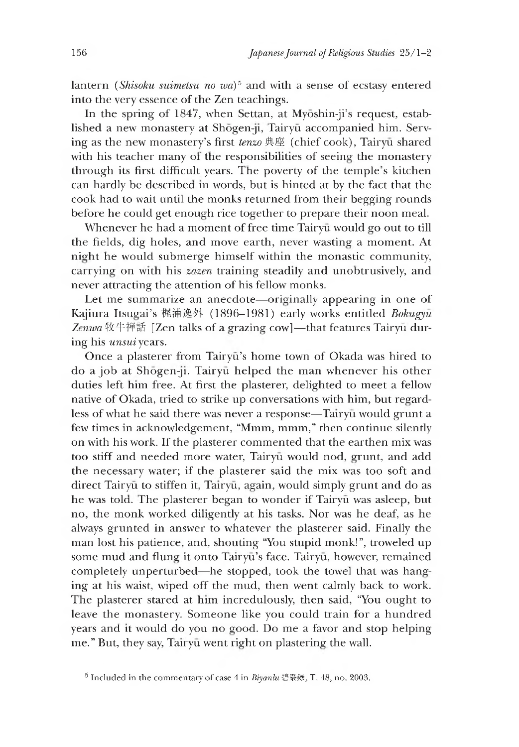lantern (*Shisoku suimetsu no wa*)[5] and with a sense of ecstasy entered into the very essence of the Zen teachings.

In the spring of 1847, when Settan, at Myōshin-ji's request, established a new monastery at Shōgen-ji, Tairyū accompanied him. Serving as the new monastery's first *tenzo* 典座 (chief cook), Tairyū shared with his teacher many of the responsibilities of seeing the monastery through its first difficult years. The poverty of the temple's kitchen can hardly be described in words, but is hinted at by the fact that the cook had to wait until the monks returned from their begging rounds before he could get enough rice together to prepare their noon meal.

Whenever he had a moment of free time Tairyū would go out to till the fields, dig holes, and move earth, never wasting a moment. At night he would submerge himself within the monastic community, carrying on with his *zazen* training steadily and unobtrusively, and never attracting the attention of his fellow monks.

Let me summarize an anecdote—originally appearing in one of Kajiura Itsugai's 梶浦逸外 (1896–1981) early works entitled *Bokugyū Zenwa* 牧牛禅話 [Zen talks of a grazing cow]—that features Tairyū during his *unsui* years.

Once a plasterer from Tairyū's home town of Okada was hired to do a job at Shōgen-ji. Tairyū helped the man whenever his other duties left him free. At first the plasterer, delighted to meet a fellow native of Okada, tried to strike up conversations with him, but regardless of what he said there was never a response—Tairyū would grunt a few times in acknowledgement, "Mmm, mmm," then continue silently on with his work. If the plasterer commented that the earthen mix was too stiff and needed more water, Tairyū would nod, grunt, and add the necessary water; if the plasterer said the mix was too soft and direct Tairyū to stiffen it, Tairyū, again, would simply grunt and do as he was told. The plasterer began to wonder if Tairyū was asleep, but no, the monk worked diligently at his tasks. Nor was he deaf, as he always grunted in answer to whatever the plasterer said. Finally the man lost his patience, and, shouting "You stupid monk!", troweled up some mud and flung it onto Tairyū's face. Tairyū, however, remained completely unperturbed—he stopped, took the towel that was hanging at his waist, wiped off the mud, then went calmly back to work. The plasterer stared at him incredulously, then said, "You ought to leave the monastery. Someone like you could train for a hundred years and it would do you no good. Do me a favor and stop helping me." But, they say, Tairyū went right on plastering the wall.

[5] Included in the commentary of case 4 in *Biyanlu* 碧巖録, T. 48, no. 2003.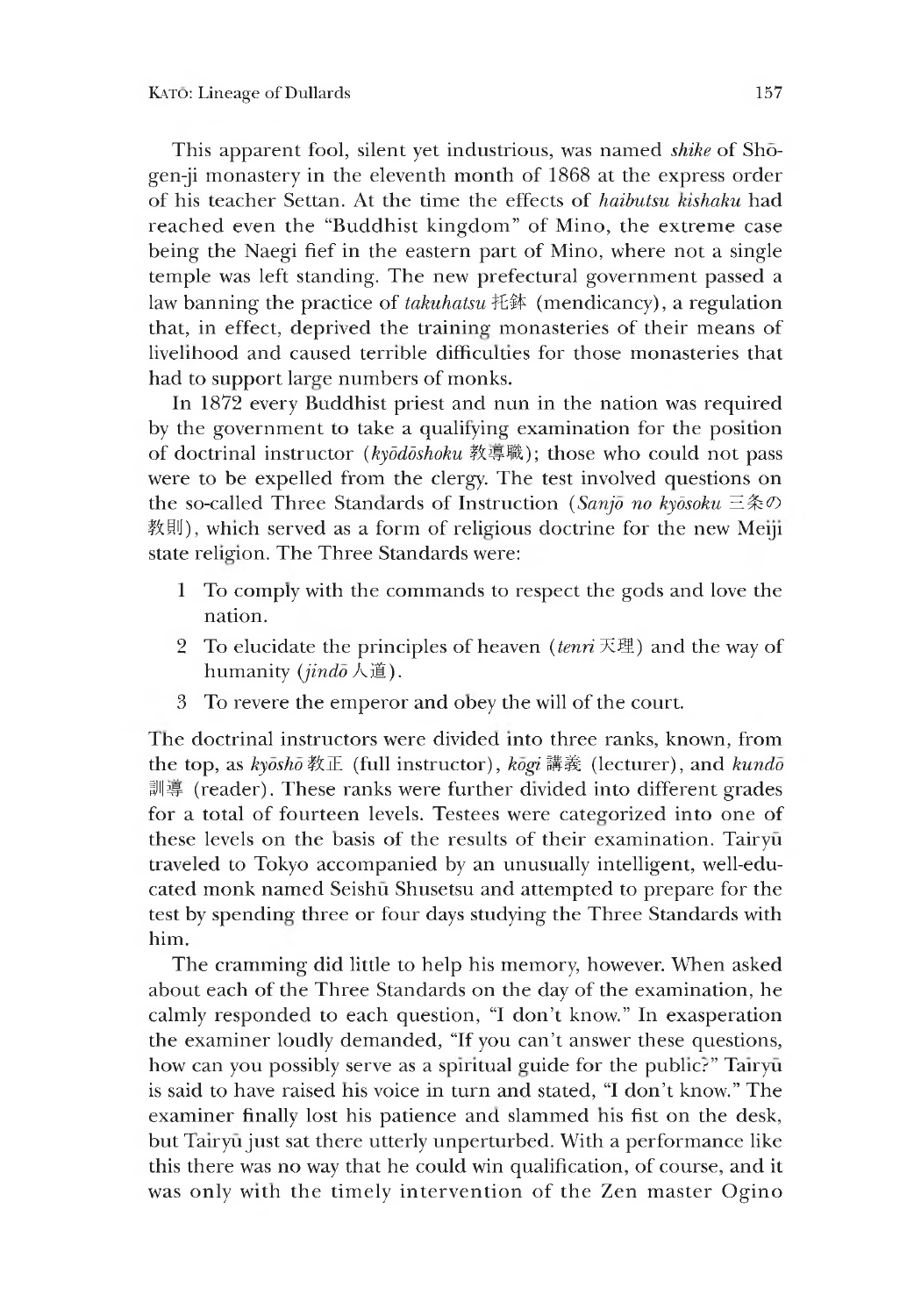This apparent fool, silent yet industrious, was named *shike* of Shōgen-ji monastery in the eleventh month of 1868 at the express order of his teacher Settan. At the time the effects of *haibutsu kishaku* had reached even the "Buddhist kingdom" of Mino, the extreme case being the Naegi fief in the eastern part of Mino, where not a single temple was left standing. The new prefectural government passed a law banning the practice of *takuhatsu* 托鉢 (mendicancy), a regulation that, in effect, deprived the training monasteries of their means of livelihood and caused terrible difficulties for those monasteries that had to support large numbers of monks.

In 1872 every Buddhist priest and nun in the nation was required by the government to take a qualifying examination for the position of doctrinal instructor (*kyōdōshoku* 教導職); those who could not pass were to be expelled from the clergy. The test involved questions on the so-called Three Standards of Instruction (*Sanjō no kyōsoku* 三条の教則), which served as a form of religious doctrine for the new Meiji state religion. The Three Standards were:

1. To comply with the commands to respect the gods and love the nation.
2. To elucidate the principles of heaven (*tenri* 天理) and the way of humanity (*jindō* 人道).
3. To revere the emperor and obey the will of the court.

The doctrinal instructors were divided into three ranks, known, from the top, as *kyōshō* 教正 (full instructor), *kōgi* 講義 (lecturer), and *kundō* 訓導 (reader). These ranks were further divided into different grades for a total of fourteen levels. Testees were categorized into one of these levels on the basis of the results of their examination. Tairyū traveled to Tokyo accompanied by an unusually intelligent, well-educated monk named Seishū Shusetsu and attempted to prepare for the test by spending three or four days studying the Three Standards with him.

The cramming did little to help his memory, however. When asked about each of the Three Standards on the day of the examination, he calmly responded to each question, "I don't know." In exasperation the examiner loudly demanded, "If you can't answer these questions, how can you possibly serve as a spiritual guide for the public?" Tairyū is said to have raised his voice in turn and stated, "I don't know." The examiner finally lost his patience and slammed his fist on the desk, but Tairyū just sat there utterly unperturbed. With a performance like this there was no way that he could win qualification, of course, and it was only with the timely intervention of the Zen master Ogino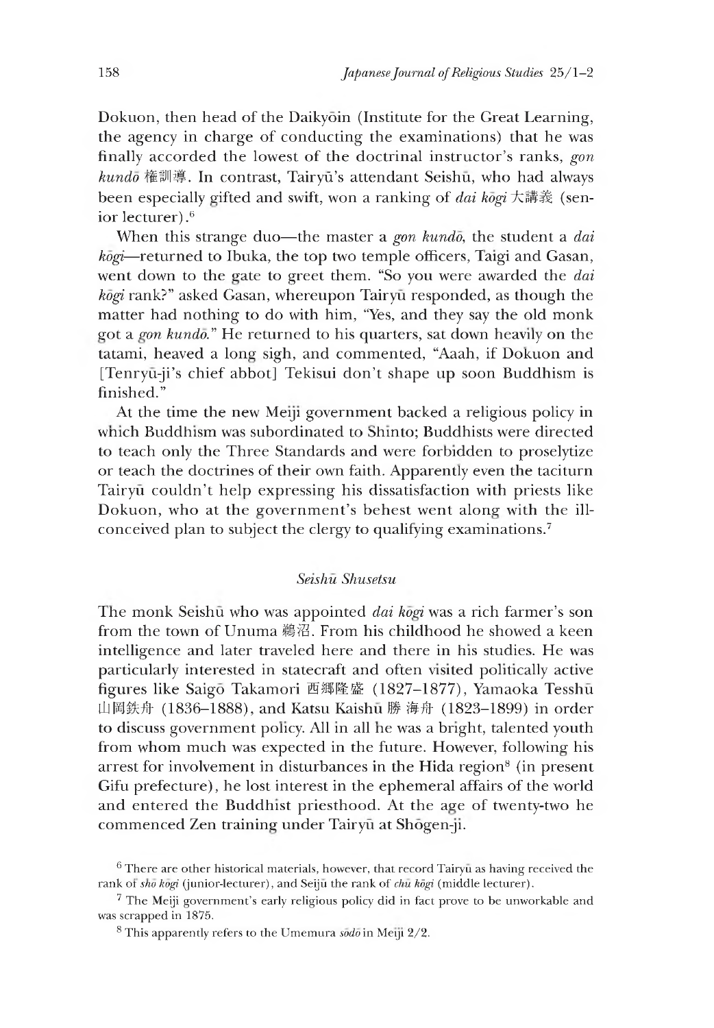Dokuon, then head of the Daikyōin (Institute for the Great Learning, the agency in charge of conducting the examinations) that he was finally accorded the lowest of the doctrinal instructor's ranks, *gon kundō* 権訓導. In contrast, Tairyū's attendant Seishū, who had always been especially gifted and swift, won a ranking of *dai kōgi* 大講義 (senior lecturer).[6]

When this strange duo—the master a *gon kundō*, the student a *dai kōgi*—returned to Ibuka, the top two temple officers, Taigi and Gasan, went down to the gate to greet them. "So you were awarded the *dai kōgi* rank?" asked Gasan, whereupon Tairyū responded, as though the matter had nothing to do with him, "Yes, and they say the old monk got a *gon kundō*." He returned to his quarters, sat down heavily on the tatami, heaved a long sigh, and commented, "Aaah, if Dokuon and [Tenryū-ji's chief abbot] Tekisui don't shape up soon Buddhism is finished."

At the time the new Meiji government backed a religious policy in which Buddhism was subordinated to Shinto; Buddhists were directed to teach only the Three Standards and were forbidden to proselytize or teach the doctrines of their own faith. Apparently even the taciturn Tairyū couldn't help expressing his dissatisfaction with priests like Dokuon, who at the government's behest went along with the ill-conceived plan to subject the clergy to qualifying examinations.[7]

### *Seishū Shusetsu*

The monk Seishū who was appointed *dai kōgi* was a rich farmer's son from the town of Unuma 鵜沼. From his childhood he showed a keen intelligence and later traveled here and there in his studies. He was particularly interested in statecraft and often visited politically active figures like Saigō Takamori 西郷隆盛 (1827–1877), Yamaoka Tesshū 山岡鉄舟 (1836–1888), and Katsu Kaishū 勝海舟 (1823–1899) in order to discuss government policy. All in all he was a bright, talented youth from whom much was expected in the future. However, following his arrest for involvement in disturbances in the Hida region[8] (in present Gifu prefecture), he lost interest in the ephemeral affairs of the world and entered the Buddhist priesthood. At the age of twenty-two he commenced Zen training under Tairyū at Shōgen-ji.

[6] There are other historical materials, however, that record Tairyū as having received the rank of *shō kōgi* (junior-lecturer), and Seijū the rank of *chū kōgi* (middle lecturer).

[7] The Meiji government's early religious policy did in fact prove to be unworkable and was scrapped in 1875.

[8] This apparently refers to the Umemura *sōdō* in Meiji 2/2.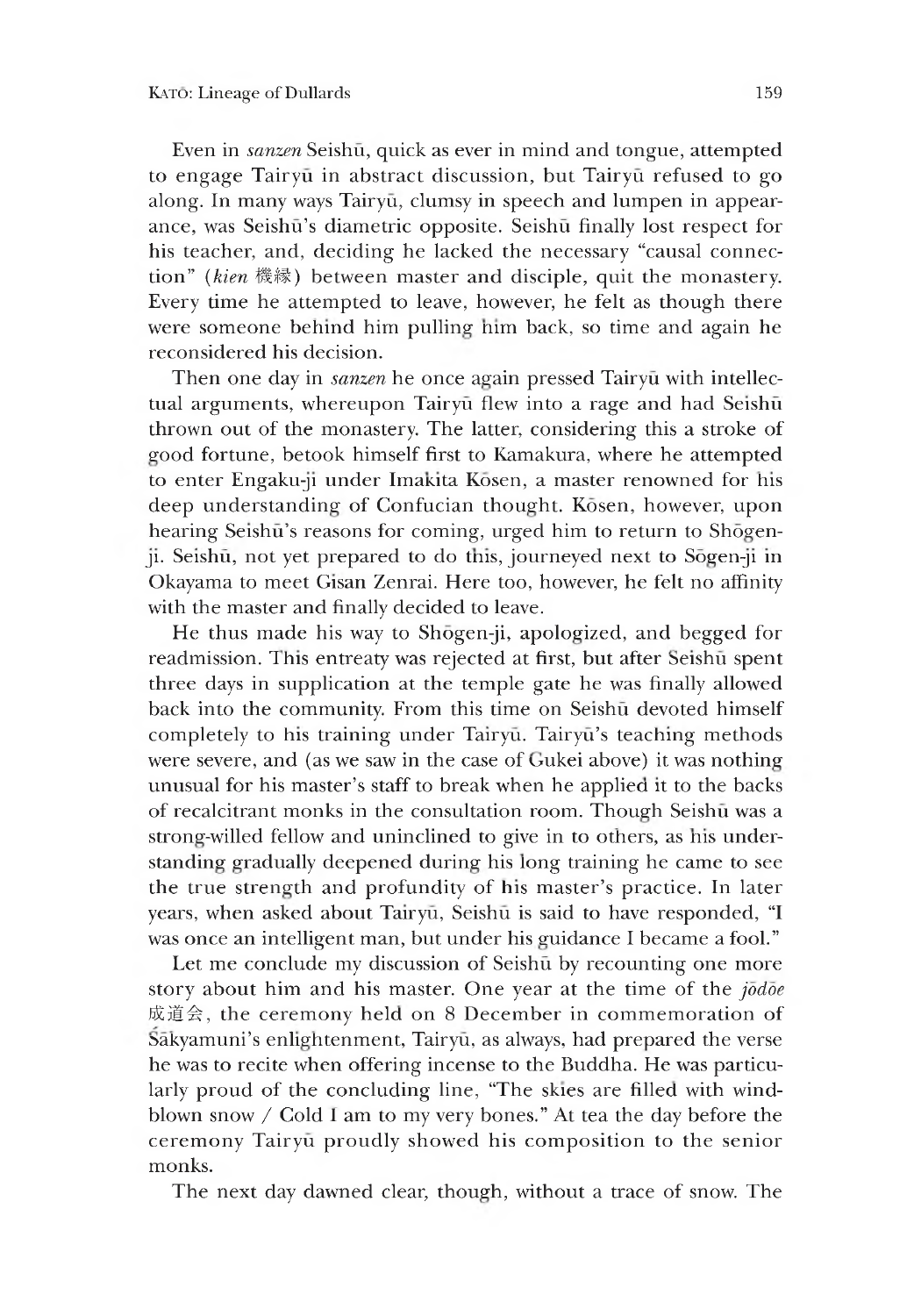Even in *sanzen* Seishū, quick as ever in mind and tongue, attempted to engage Tairyū in abstract discussion, but Tairyū refused to go along. In many ways Tairyū, clumsy in speech and lumpen in appearance, was Seishū's diametric opposite. Seishū finally lost respect for his teacher, and, deciding he lacked the necessary "causal connection" (*kien* 機縁) between master and disciple, quit the monastery. Every time he attempted to leave, however, he felt as though there were someone behind him pulling him back, so time and again he reconsidered his decision.

Then one day in *sanzen* he once again pressed Tairyū with intellectual arguments, whereupon Tairyū flew into a rage and had Seishū thrown out of the monastery. The latter, considering this a stroke of good fortune, betook himself first to Kamakura, where he attempted to enter Engaku-ji under Imakita Kōsen, a master renowned for his deep understanding of Confucian thought. Kōsen, however, upon hearing Seishū's reasons for coming, urged him to return to Shōgen-ji. Seishū, not yet prepared to do this, journeyed next to Sōgen-ji in Okayama to meet Gisan Zenrai. Here too, however, he felt no affinity with the master and finally decided to leave.

He thus made his way to Shōgen-ji, apologized, and begged for readmission. This entreaty was rejected at first, but after Seishū spent three days in supplication at the temple gate he was finally allowed back into the community. From this time on Seishū devoted himself completely to his training under Tairyū. Tairyū's teaching methods were severe, and (as we saw in the case of Gukei above) it was nothing unusual for his master's staff to break when he applied it to the backs of recalcitrant monks in the consultation room. Though Seishū was a strong-willed fellow and uninclined to give in to others, as his understanding gradually deepened during his long training he came to see the true strength and profundity of his master's practice. In later years, when asked about Tairyū, Seishū is said to have responded, "I was once an intelligent man, but under his guidance I became a fool."

Let me conclude my discussion of Seishū by recounting one more story about him and his master. One year at the time of the *jōdōe* 成道会, the ceremony held on 8 December in commemoration of Śākyamuni's enlightenment, Tairyū, as always, had prepared the verse he was to recite when offering incense to the Buddha. He was particularly proud of the concluding line, "The skies are filled with wind-blown snow / Cold I am to my very bones." At tea the day before the ceremony Tairyū proudly showed his composition to the senior monks.

The next day dawned clear, though, without a trace of snow. The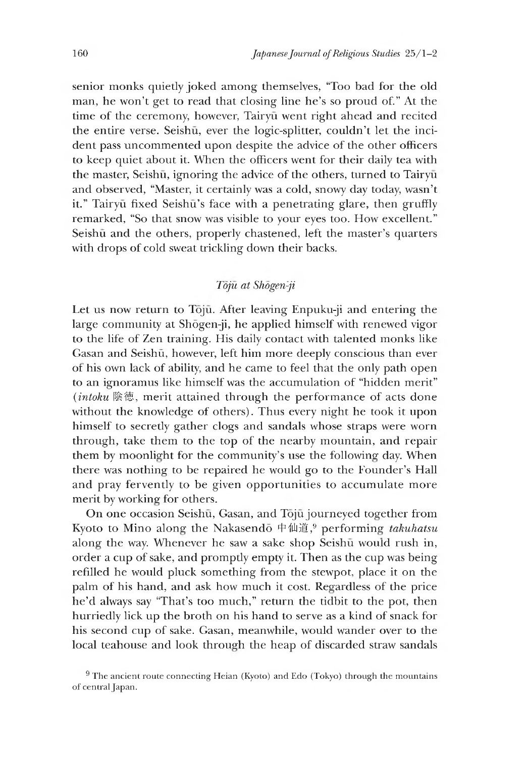senior monks quietly joked among themselves, "Too bad for the old man, he won't get to read that closing line he's so proud of." At the time of the ceremony, however, Tairyū went right ahead and recited the entire verse. Seishū, ever the logic-splitter, couldn't let the incident pass uncommented upon despite the advice of the other officers to keep quiet about it. When the officers went for their daily tea with the master, Seishū, ignoring the advice of the others, turned to Tairyū and observed, "Master, it certainly was a cold, snowy day today, wasn't it." Tairyū fixed Seishū's face with a penetrating glare, then gruffly remarked, "So that snow was visible to your eyes too. How excellent." Seishū and the others, properly chastened, left the master's quarters with drops of cold sweat trickling down their backs.

### *Tōjū at Shōgen-ji*

Let us now return to Tōjū. After leaving Enpuku-ji and entering the large community at Shōgen-ji, he applied himself with renewed vigor to the life of Zen training. His daily contact with talented monks like Gasan and Seishū, however, left him more deeply conscious than ever of his own lack of ability, and he came to feel that the only path open to an ignoramus like himself was the accumulation of "hidden merit" (*intoku* 陰徳, merit attained through the performance of acts done without the knowledge of others). Thus every night he took it upon himself to secretly gather clogs and sandals whose straps were worn through, take them to the top of the nearby mountain, and repair them by moonlight for the community's use the following day. When there was nothing to be repaired he would go to the Founder's Hall and pray fervently to be given opportunities to accumulate more merit by working for others.

On one occasion Seishū, Gasan, and Tōjū journeyed together from Kyoto to Mino along the Nakasendō 中仙道,[9] performing *takuhatsu* along the way. Whenever he saw a sake shop Seishū would rush in, order a cup of sake, and promptly empty it. Then as the cup was being refilled he would pluck something from the stewpot, place it on the palm of his hand, and ask how much it cost. Regardless of the price he'd always say "That's too much," return the tidbit to the pot, then hurriedly lick up the broth on his hand to serve as a kind of snack for his second cup of sake. Gasan, meanwhile, would wander over to the local teahouse and look through the heap of discarded straw sandals

[9] The ancient route connecting Heian (Kyoto) and Edo (Tokyo) through the mountains of central Japan.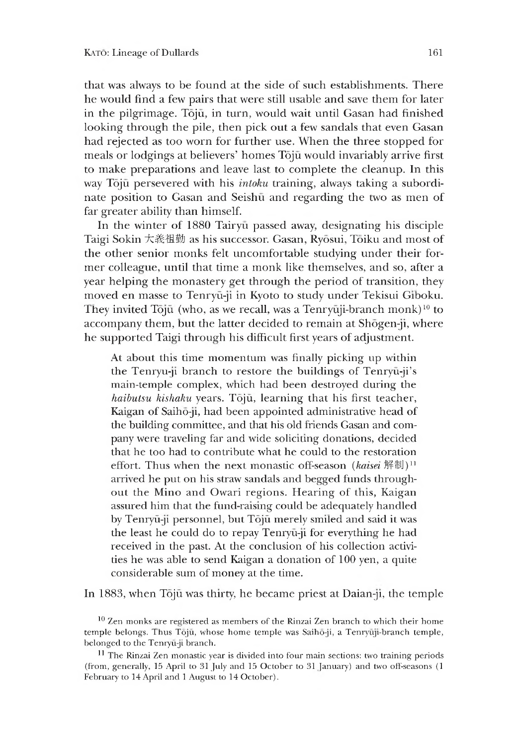that was always to be found at the side of such establishments. There he would find a few pairs that were still usable and save them for later in the pilgrimage. Tōjū, in turn, would wait until Gasan had finished looking through the pile, then pick out a few sandals that even Gasan had rejected as too worn for further use. When the three stopped for meals or lodgings at believers' homes Tōjū would invariably arrive first to make preparations and leave last to complete the cleanup. In this way Tōjū persevered with his *intoku* training, always taking a subordinate position to Gasan and Seishū and regarding the two as men of far greater ability than himself.

In the winter of 1880 Tairyū passed away, designating his disciple Taigi Sokin 大義祖勤 as his successor. Gasan, Ryōsui, Tōiku and most of the other senior monks felt uncomfortable studying under their former colleague, until that time a monk like themselves, and so, after a year helping the monastery get through the period of transition, they moved en masse to Tenryū-ji in Kyoto to study under Tekisui Giboku. They invited Tōjū (who, as we recall, was a Tenryūji-branch monk)[10] to accompany them, but the latter decided to remain at Shōgen-ji, where he supported Taigi through his difficult first years of adjustment.

> At about this time momentum was finally picking up within the Tenryu-ji branch to restore the buildings of Tenryū-ji's main-temple complex, which had been destroyed during the *haibutsu kishaku* years. Tōjū, learning that his first teacher, Kaigan of Saihō-ji, had been appointed administrative head of the building committee, and that his old friends Gasan and company were traveling far and wide soliciting donations, decided that he too had to contribute what he could to the restoration effort. Thus when the next monastic off-season (*kaisei* 解制)[11] arrived he put on his straw sandals and begged funds throughout the Mino and Owari regions. Hearing of this, Kaigan assured him that the fund-raising could be adequately handled by Tenryū-ji personnel, but Tōjū merely smiled and said it was the least he could do to repay Tenryū-ji for everything he had received in the past. At the conclusion of his collection activities he was able to send Kaigan a donation of 100 yen, a quite considerable sum of money at the time.

In 1883, when Tōjū was thirty, he became priest at Daian-ji, the temple

---

[10] Zen monks are registered as members of the Rinzai Zen branch to which their home temple belongs. Thus Tōjū, whose home temple was Saihō-ji, a Tenryūji-branch temple, belonged to the Tenryū-ji branch.

[11] The Rinzai Zen monastic year is divided into four main sections: two training periods (from, generally, 15 April to 31 July and 15 October to 31 January) and two off-seasons (1 February to 14 April and 1 August to 14 October).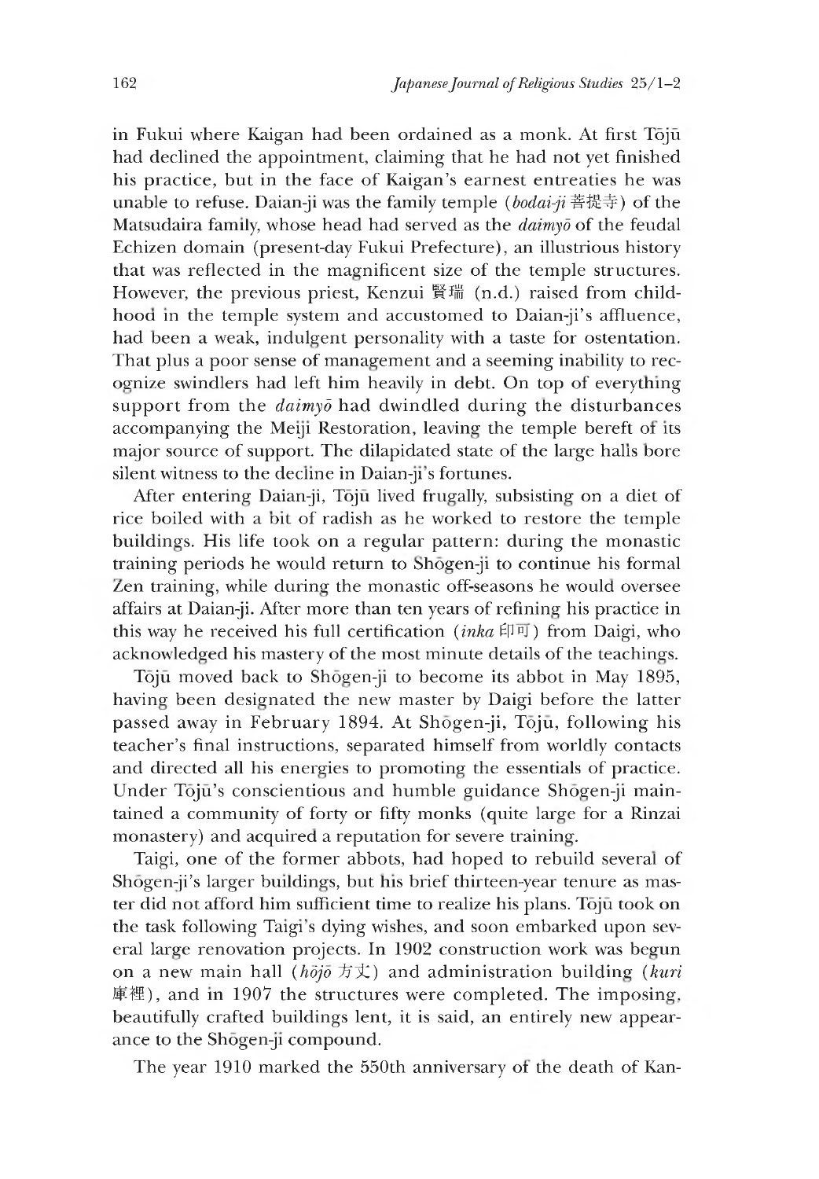in Fukui where Kaigan had been ordained as a monk. At first Tōjū had declined the appointment, claiming that he had not yet finished his practice, but in the face of Kaigan's earnest entreaties he was unable to refuse. Daian-ji was the family temple (*bodai-ji* 菩提寺) of the Matsudaira family, whose head had served as the *daimyō* of the feudal Echizen domain (present-day Fukui Prefecture), an illustrious history that was reflected in the magnificent size of the temple structures. However, the previous priest, Kenzui 賢瑞 (n.d.) raised from childhood in the temple system and accustomed to Daian-ji's affluence, had been a weak, indulgent personality with a taste for ostentation. That plus a poor sense of management and a seeming inability to recognize swindlers had left him heavily in debt. On top of everything support from the *daimyō* had dwindled during the disturbances accompanying the Meiji Restoration, leaving the temple bereft of its major source of support. The dilapidated state of the large halls bore silent witness to the decline in Daian-ji's fortunes.

After entering Daian-ji, Tōjū lived frugally, subsisting on a diet of rice boiled with a bit of radish as he worked to restore the temple buildings. His life took on a regular pattern: during the monastic training periods he would return to Shōgen-ji to continue his formal Zen training, while during the monastic off-seasons he would oversee affairs at Daian-ji. After more than ten years of refining his practice in this way he received his full certification (*inka* 印可) from Daigi, who acknowledged his mastery of the most minute details of the teachings.

Tōjū moved back to Shōgen-ji to become its abbot in May 1895, having been designated the new master by Daigi before the latter passed away in February 1894. At Shōgen-ji, Tōjū, following his teacher's final instructions, separated himself from worldly contacts and directed all his energies to promoting the essentials of practice. Under Tōjū's conscientious and humble guidance Shōgen-ji maintained a community of forty or fifty monks (quite large for a Rinzai monastery) and acquired a reputation for severe training.

Taigi, one of the former abbots, had hoped to rebuild several of Shōgen-ji's larger buildings, but his brief thirteen-year tenure as master did not afford him sufficient time to realize his plans. Tōjū took on the task following Taigi's dying wishes, and soon embarked upon several large renovation projects. In 1902 construction work was begun on a new main hall (*hōjō* 方丈) and administration building (*kuri* 庫裡), and in 1907 the structures were completed. The imposing, beautifully crafted buildings lent, it is said, an entirely new appearance to the Shōgen-ji compound.

The year 1910 marked the 550th anniversary of the death of Kan-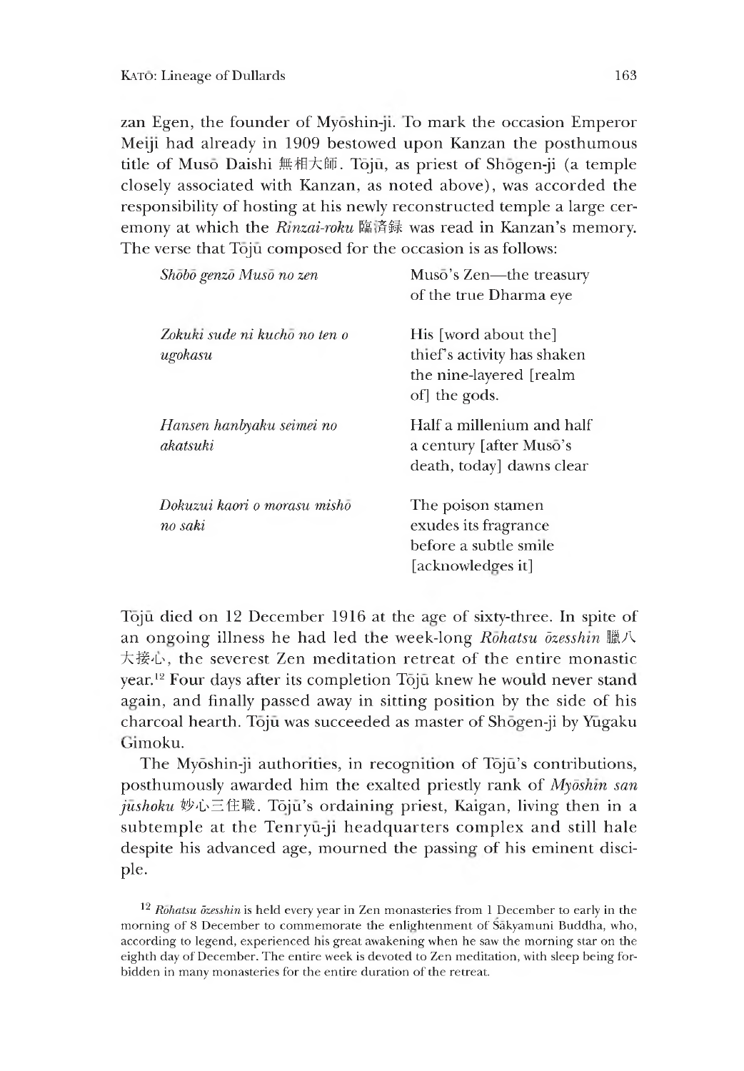zan Egen, the founder of Myōshin-ji. To mark the occasion Emperor Meiji had already in 1909 bestowed upon Kanzan the posthumous title of Musō Daishi 無相大師. Tōjū, as priest of Shōgen-ji (a temple closely associated with Kanzan, as noted above), was accorded the responsibility of hosting at his newly reconstructed temple a large ceremony at which the *Rinzai-roku* 臨済録 was read in Kanzan's memory. The verse that Tōjū composed for the occasion is as follows:

| | |
|---|---|
| *Shōbō genzō Musō no zen* | Musō's Zen—the treasury of the true Dharma eye |
| *Zokuki sude ni kuchō no ten o ugokasu* | His [word about the] thief's activity has shaken the nine-layered [realm of] the gods. |
| *Hansen hanbyaku seimei no akatsuki* | Half a millenium and half a century [after Musō's death, today] dawns clear |
| *Dokuzui kaori o morasu mishō no saki* | The poison stamen exudes its fragrance before a subtle smile [acknowledges it] |

Tōjū died on 12 December 1916 at the age of sixty-three. In spite of an ongoing illness he had led the week-long *Rōhatsu ōzesshin* 臘八大接心, the severest Zen meditation retreat of the entire monastic year.[12] Four days after its completion Tōjū knew he would never stand again, and finally passed away in sitting position by the side of his charcoal hearth. Tōjū was succeeded as master of Shōgen-ji by Yūgaku Gimoku.

The Myōshin-ji authorities, in recognition of Tōjū's contributions, posthumously awarded him the exalted priestly rank of *Myōshin san jūshoku* 妙心三住職. Tōjū's ordaining priest, Kaigan, living then in a subtemple at the Tenryū-ji headquarters complex and still hale despite his advanced age, mourned the passing of his eminent disciple.

[12] *Rōhatsu ōzesshin* is held every year in Zen monasteries from 1 December to early in the morning of 8 December to commemorate the enlightenment of Śākyamuni Buddha, who, according to legend, experienced his great awakening when he saw the morning star on the eighth day of December. The entire week is devoted to Zen meditation, with sleep being forbidden in many monasteries for the entire duration of the retreat.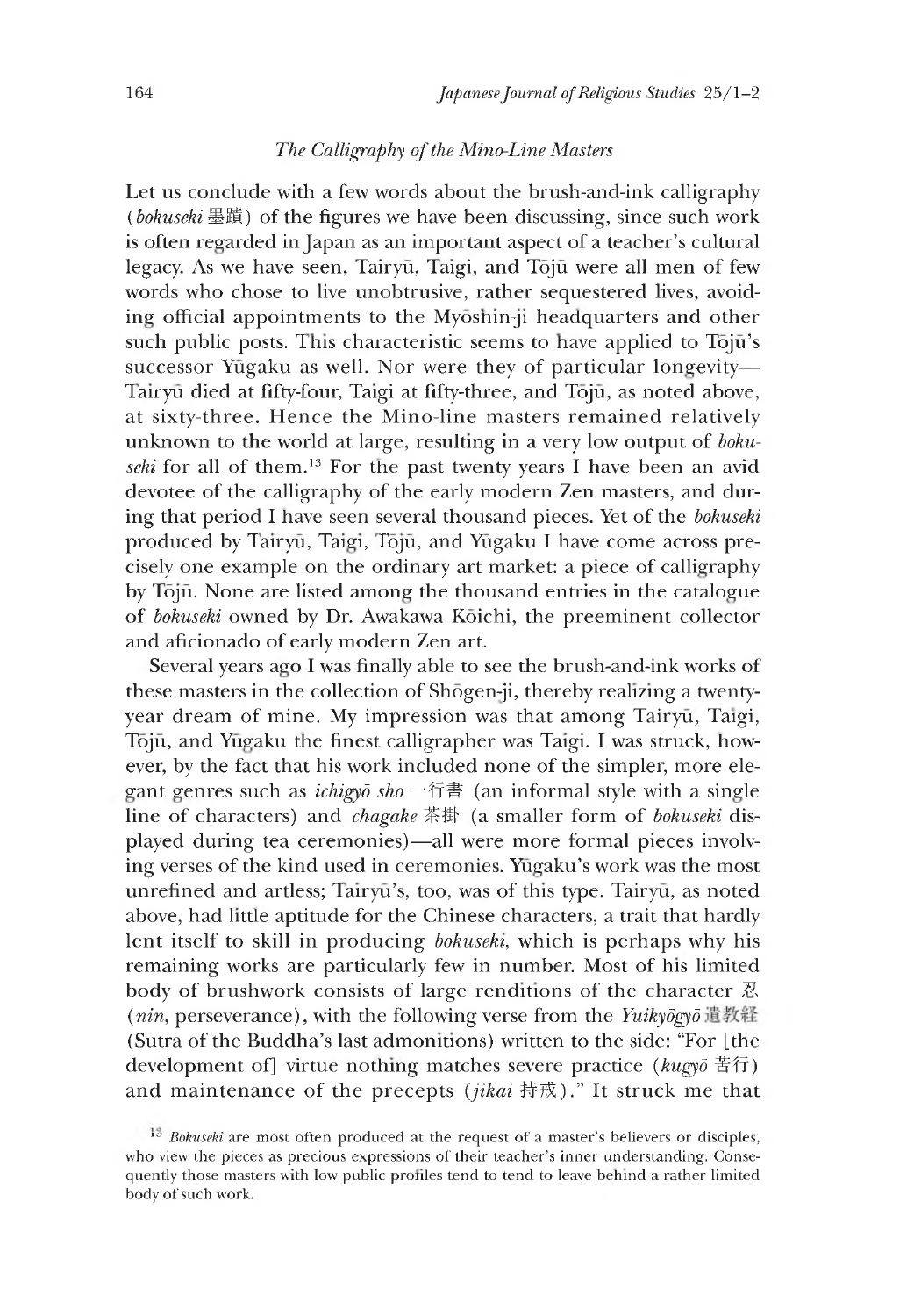### *The Calligraphy of the Mino-Line Masters*

Let us conclude with a few words about the brush-and-ink calligraphy (*bokuseki* 墨蹟) of the figures we have been discussing, since such work is often regarded in Japan as an important aspect of a teacher's cultural legacy. As we have seen, Tairyū, Taigi, and Tōjū were all men of few words who chose to live unobtrusive, rather sequestered lives, avoiding official appointments to the Myōshin-ji headquarters and other such public posts. This characteristic seems to have applied to Tōjū's successor Yūgaku as well. Nor were they of particular longevity—Tairyū died at fifty-four, Taigi at fifty-three, and Tōjū, as noted above, at sixty-three. Hence the Mino-line masters remained relatively unknown to the world at large, resulting in a very low output of *bokuseki* for all of them.[13] For the past twenty years I have been an avid devotee of the calligraphy of the early modern Zen masters, and during that period I have seen several thousand pieces. Yet of the *bokuseki* produced by Tairyū, Taigi, Tōjū, and Yūgaku I have come across precisely one example on the ordinary art market: a piece of calligraphy by Tōjū. None are listed among the thousand entries in the catalogue of *bokuseki* owned by Dr. Awakawa Kōichi, the preeminent collector and aficionado of early modern Zen art.

Several years ago I was finally able to see the brush-and-ink works of these masters in the collection of Shōgen-ji, thereby realizing a twenty-year dream of mine. My impression was that among Tairyū, Taigi, Tōjū, and Yūgaku the finest calligrapher was Taigi. I was struck, however, by the fact that his work included none of the simpler, more elegant genres such as *ichigyō sho* 一行書 (an informal style with a single line of characters) and *chagake* 茶掛 (a smaller form of *bokuseki* displayed during tea ceremonies)—all were more formal pieces involving verses of the kind used in ceremonies. Yūgaku's work was the most unrefined and artless; Tairyū's, too, was of this type. Tairyū, as noted above, had little aptitude for the Chinese characters, a trait that hardly lent itself to skill in producing *bokuseki*, which is perhaps why his remaining works are particularly few in number. Most of his limited body of brushwork consists of large renditions of the character 忍 (*nin*, perseverance), with the following verse from the *Yuikyōgyō* 遺教経 (Sutra of the Buddha's last admonitions) written to the side: "For [the development of] virtue nothing matches severe practice (*kugyō* 苦行) and maintenance of the precepts (*jikai* 持戒)." It struck me that

---

[13] *Bokuseki* are most often produced at the request of a master's believers or disciples, who view the pieces as precious expressions of their teacher's inner understanding. Consequently those masters with low public profiles tend to tend to leave behind a rather limited body of such work.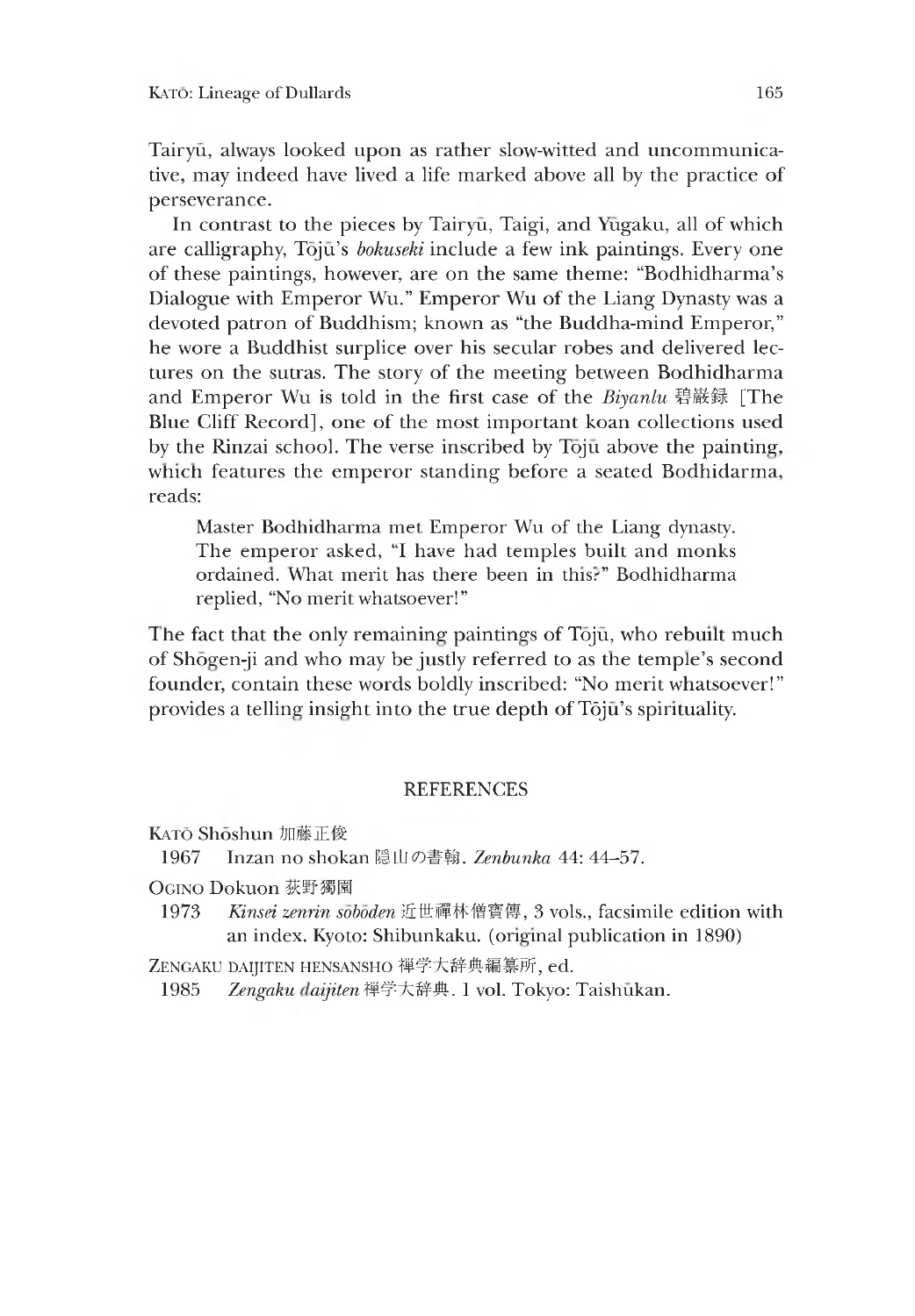Tairyū, always looked upon as rather slow-witted and uncommunicative, may indeed have lived a life marked above all by the practice of perseverance.

In contrast to the pieces by Tairyū, Taigi, and Yūgaku, all of which are calligraphy, Tōjū's *bokuseki* include a few ink paintings. Every one of these paintings, however, are on the same theme: "Bodhidharma's Dialogue with Emperor Wu." Emperor Wu of the Liang Dynasty was a devoted patron of Buddhism; known as "the Buddha-mind Emperor," he wore a Buddhist surplice over his secular robes and delivered lectures on the sutras. The story of the meeting between Bodhidharma and Emperor Wu is told in the first case of the *Biyanlu* 碧巌録 [The Blue Cliff Record], one of the most important koan collections used by the Rinzai school. The verse inscribed by Tōjū above the painting, which features the emperor standing before a seated Bodhidarma, reads:

> Master Bodhidharma met Emperor Wu of the Liang dynasty. The emperor asked, "I have had temples built and monks ordained. What merit has there been in this?" Bodhidharma replied, "No merit whatsoever!"

The fact that the only remaining paintings of Tōjū, who rebuilt much of Shōgen-ji and who may be justly referred to as the temple's second founder, contain these words boldly inscribed: "No merit whatsoever!" provides a telling insight into the true depth of Tōjū's spirituality.

## REFERENCES

Katō Shōshun 加藤正俊

1967 Inzan no shokan 隠山の書翰. *Zenbunka* 44: 44–57.

Ogino Dokuon 荻野獨園

1973 *Kinsei zenrin sōbōden* 近世禪林僧寶傳, 3 vols., facsimile edition with an index. Kyoto: Shibunkaku. (original publication in 1890)

Zengaku daijiten hensansho 禅学大辞典編纂所, ed.

1985 *Zengaku daijiten* 禅学大辞典. 1 vol. Tokyo: Taishūkan.